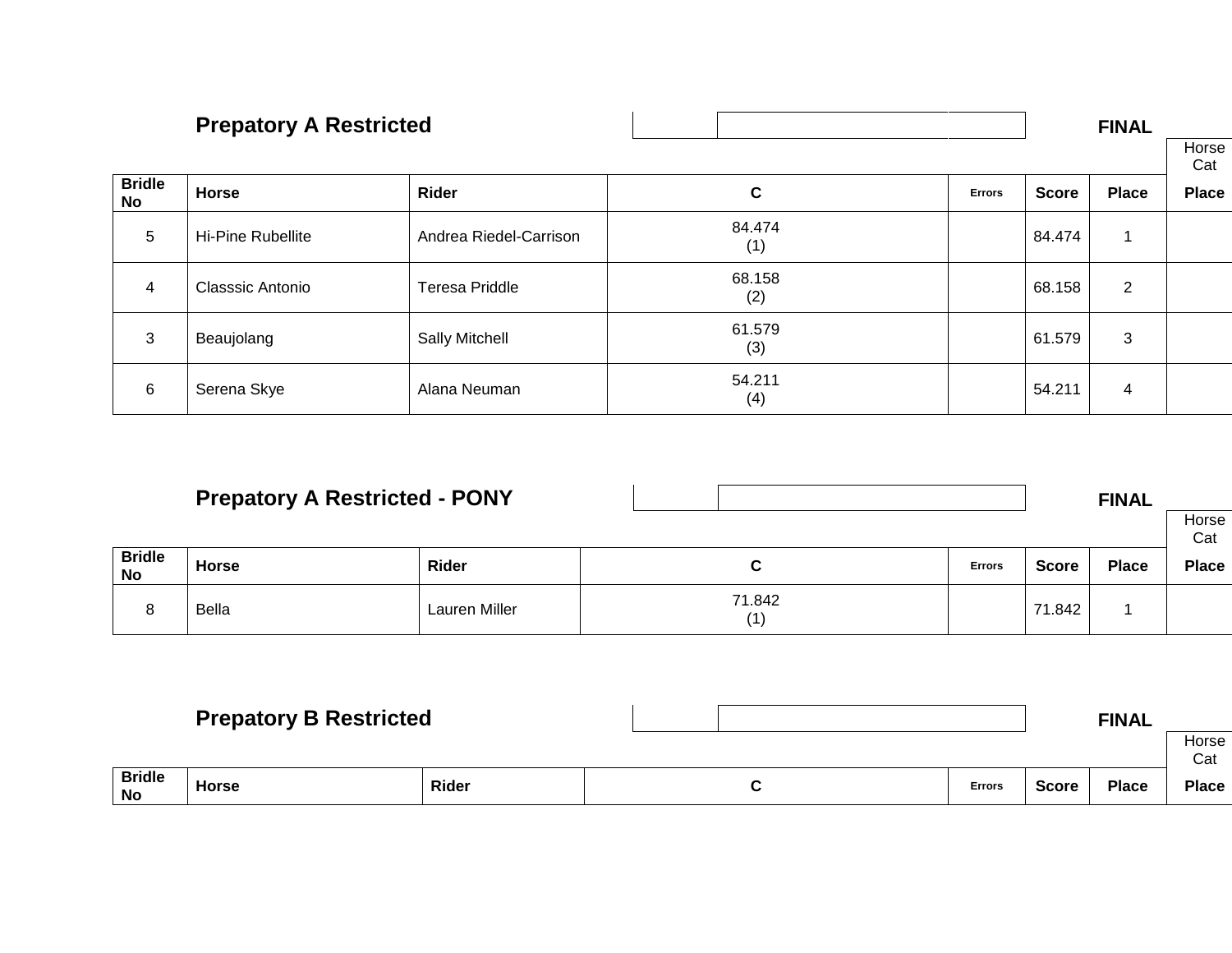## Prepatory A Restricted

**FINAL**

| Bridle No | Horse | Rider | C | Errors | Score | Place | Horse Cat Place |
|---|---|---|---|---|---|---|---|
| 5 | Hi-Pine Rubellite | Andrea Riedel-Carrison | 84.474 (1) | | 84.474 | 1 | |
| 4 | Classsic Antonio | Teresa Priddle | 68.158 (2) | | 68.158 | 2 | |
| 3 | Beaujolang | Sally Mitchell | 61.579 (3) | | 61.579 | 3 | |
| 6 | Serena Skye | Alana Neuman | 54.211 (4) | | 54.211 | 4 | |

## Prepatory A Restricted - PONY

**FINAL**

| Bridle No | Horse | Rider | C | Errors | Score | Place | Horse Cat Place |
|---|---|---|---|---|---|---|---|
| 8 | Bella | Lauren Miller | 71.842 (1) | | 71.842 | 1 | |

## Prepatory B Restricted

**FINAL**

| Bridle No | Horse | Rider | C | Errors | Score | Place | Horse Cat Place |
|---|---|---|---|---|---|---|---|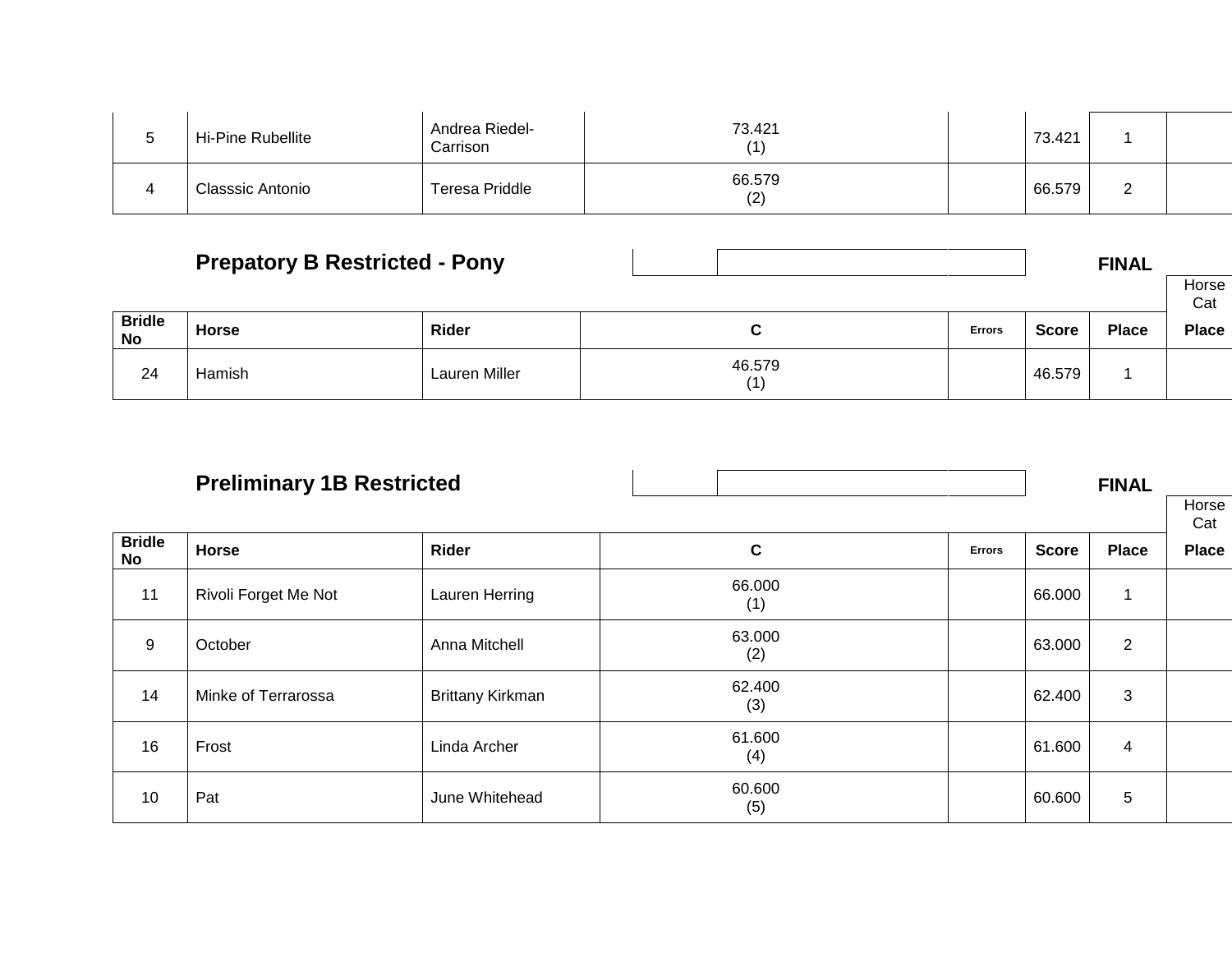| | | | | | | | |
|---|---|---|---|---|---|---|---|
| 5 | Hi-Pine Rubellite | Andrea Riedel-Carrison | 73.421 (1) | | 73.421 | 1 | |
| 4 | Classsic Antonio | Teresa Priddle | 66.579 (2) | | 66.579 | 2 | |

## Prepatory B Restricted - Pony

**FINAL**

| Bridle No | Horse | Rider | C | Errors | Score | Place | Horse Cat Place |
|---|---|---|---|---|---|---|---|
| 24 | Hamish | Lauren Miller | 46.579 (1) | | 46.579 | 1 | |

## Preliminary 1B Restricted

**FINAL**

| Bridle No | Horse | Rider | C | Errors | Score | Place | Horse Cat Place |
|---|---|---|---|---|---|---|---|
| 11 | Rivoli Forget Me Not | Lauren Herring | 66.000 (1) | | 66.000 | 1 | |
| 9 | October | Anna Mitchell | 63.000 (2) | | 63.000 | 2 | |
| 14 | Minke of Terrarossa | Brittany Kirkman | 62.400 (3) | | 62.400 | 3 | |
| 16 | Frost | Linda Archer | 61.600 (4) | | 61.600 | 4 | |
| 10 | Pat | June Whitehead | 60.600 (5) | | 60.600 | 5 | |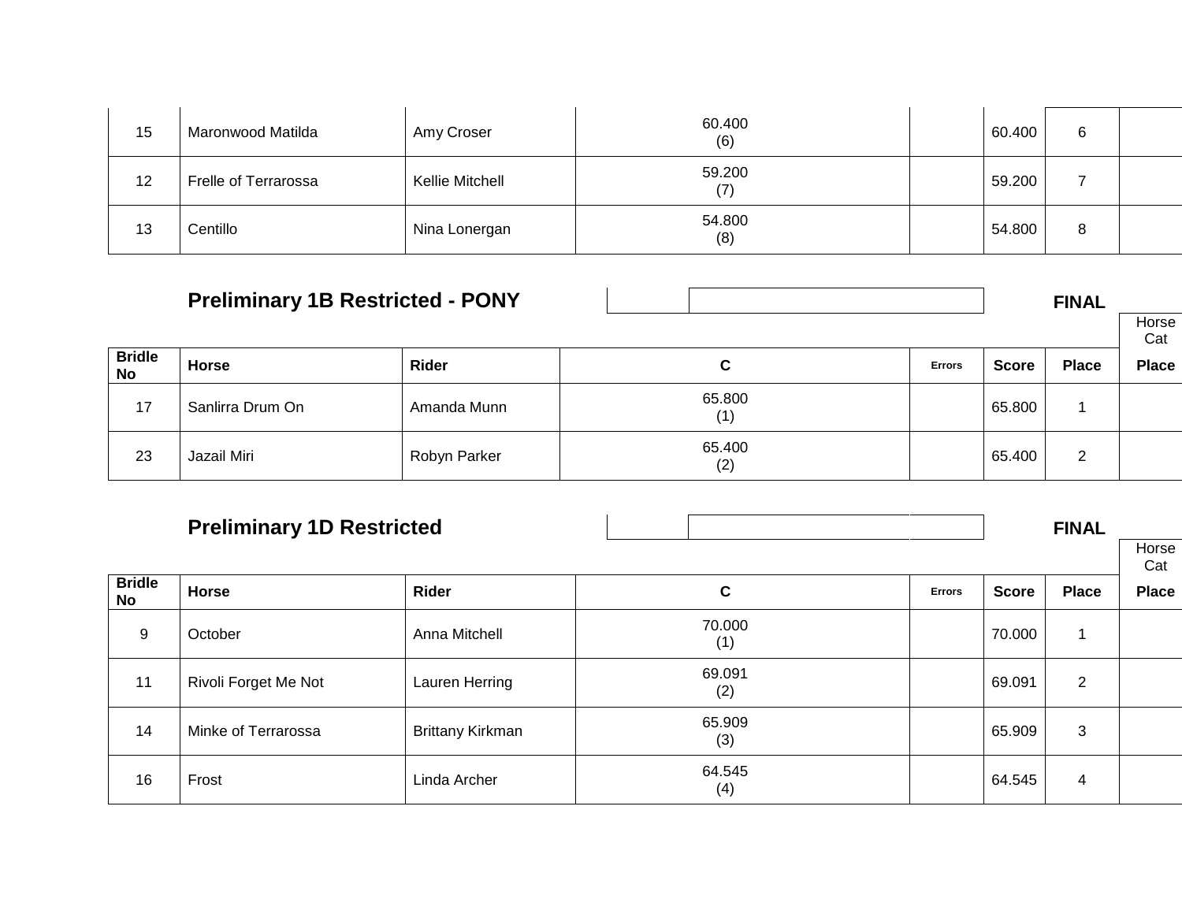| Bridle No | Horse | Rider | C | Errors | Score | Place | Horse Cat Place |
|---|---|---|---|---|---|---|---|
| 15 | Maronwood Matilda | Amy Croser | 60.400 (6) | | 60.400 | 6 | |
| 12 | Frelle of Terrarossa | Kellie Mitchell | 59.200 (7) | | 59.200 | 7 | |
| 13 | Centillo | Nina Lonergan | 54.800 (8) | | 54.800 | 8 | |

## Preliminary 1B Restricted - PONY

**FINAL**

| Bridle No | Horse | Rider | C | Errors | Score | Place | Horse Cat Place |
|---|---|---|---|---|---|---|---|
| 17 | Sanlirra Drum On | Amanda Munn | 65.800 (1) | | 65.800 | 1 | |
| 23 | Jazail Miri | Robyn Parker | 65.400 (2) | | 65.400 | 2 | |

## Preliminary 1D Restricted

**FINAL**

| Bridle No | Horse | Rider | C | Errors | Score | Place | Horse Cat Place |
|---|---|---|---|---|---|---|---|
| 9 | October | Anna Mitchell | 70.000 (1) | | 70.000 | 1 | |
| 11 | Rivoli Forget Me Not | Lauren Herring | 69.091 (2) | | 69.091 | 2 | |
| 14 | Minke of Terrarossa | Brittany Kirkman | 65.909 (3) | | 65.909 | 3 | |
| 16 | Frost | Linda Archer | 64.545 (4) | | 64.545 | 4 | |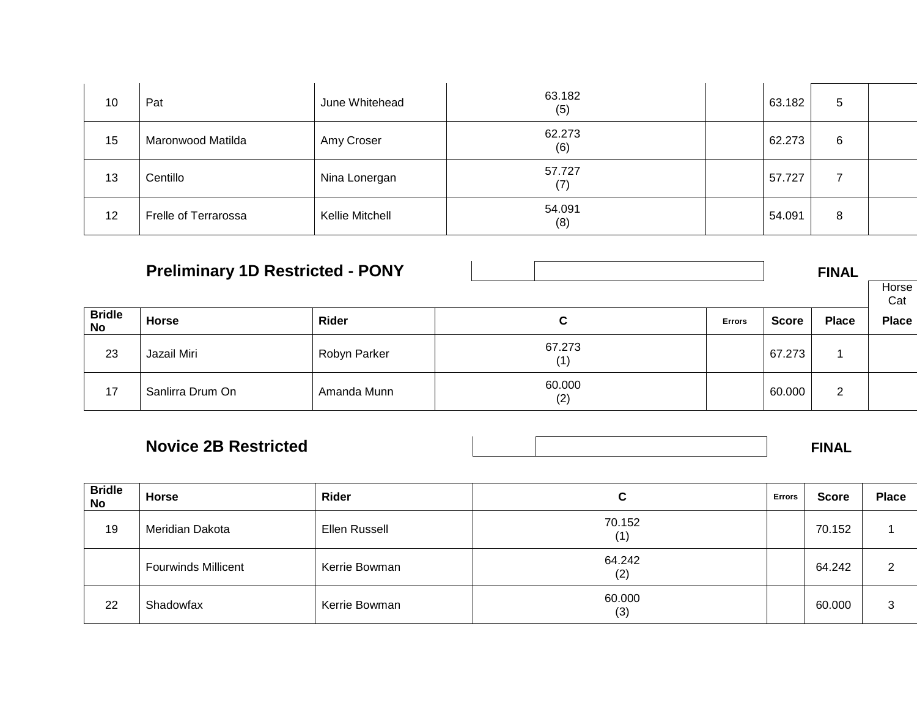| | | | | | | | |
|---|---|---|---|---|---|---|---|
| 10 | Pat | June Whitehead | 63.182 (5) | | 63.182 | 5 | |
| 15 | Maronwood Matilda | Amy Croser | 62.273 (6) | | 62.273 | 6 | |
| 13 | Centillo | Nina Lonergan | 57.727 (7) | | 57.727 | 7 | |
| 12 | Frelle of Terrarossa | Kellie Mitchell | 54.091 (8) | | 54.091 | 8 | |

## Preliminary 1D Restricted - PONY

**FINAL**

| Bridle No | Horse | Rider | C | Errors | Score | Place | Horse Cat Place |
|---|---|---|---|---|---|---|---|
| 23 | Jazail Miri | Robyn Parker | 67.273 (1) | | 67.273 | 1 | |
| 17 | Sanlirra Drum On | Amanda Munn | 60.000 (2) | | 60.000 | 2 | |

## Novice 2B Restricted

**FINAL**

| Bridle No | Horse | Rider | C | Errors | Score | Place |
|---|---|---|---|---|---|---|
| 19 | Meridian Dakota | Ellen Russell | 70.152 (1) | | 70.152 | 1 |
| | Fourwinds Millicent | Kerrie Bowman | 64.242 (2) | | 64.242 | 2 |
| 22 | Shadowfax | Kerrie Bowman | 60.000 (3) | | 60.000 | 3 |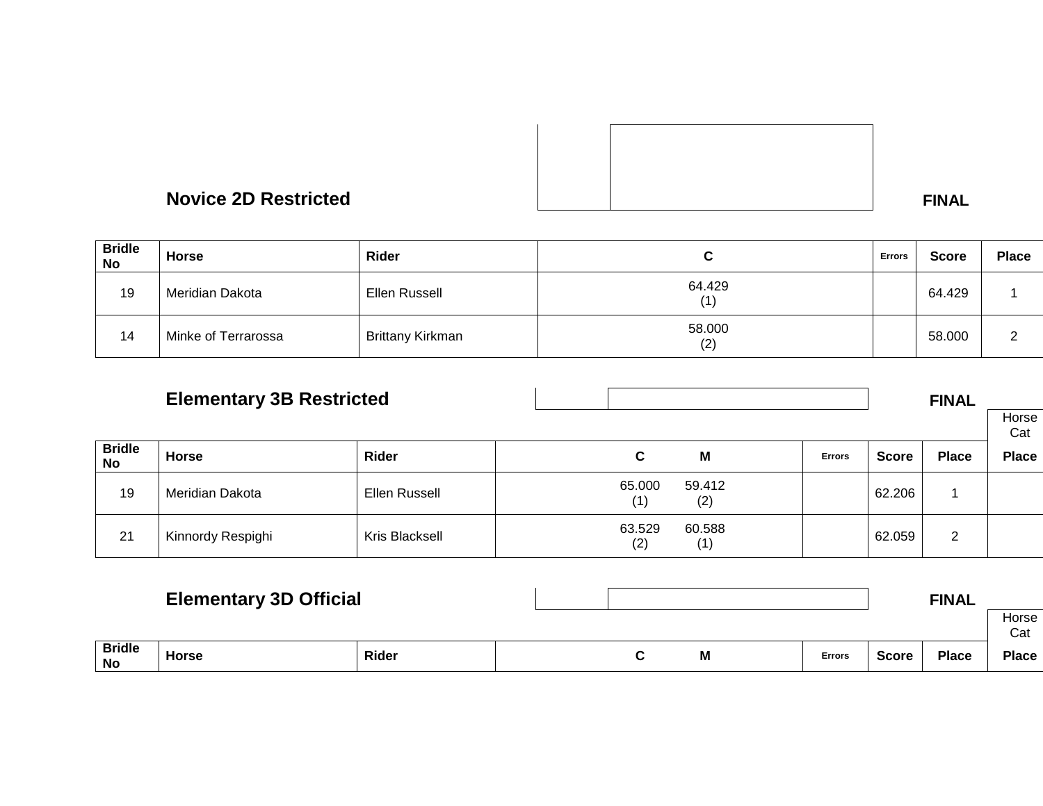## Novice 2D Restricted

**FINAL**

| Bridle No | Horse | Rider | C | Errors | Score | Place |
|---|---|---|---|---|---|---|
| 19 | Meridian Dakota | Ellen Russell | 64.429 (1) | | 64.429 | 1 |
| 14 | Minke of Terrarossa | Brittany Kirkman | 58.000 (2) | | 58.000 | 2 |

## Elementary 3B Restricted

**FINAL**

| Bridle No | Horse | Rider | C | M | Errors | Score | Place | Horse Cat Place |
|---|---|---|---|---|---|---|---|---|
| 19 | Meridian Dakota | Ellen Russell | 65.000 (1) | 59.412 (2) | | 62.206 | 1 | |
| 21 | Kinnordy Respighi | Kris Blacksell | 63.529 (2) | 60.588 (1) | | 62.059 | 2 | |

## Elementary 3D Official

**FINAL**

| Bridle No | Horse | Rider | C | M | Errors | Score | Place | Horse Cat Place |
|---|---|---|---|---|---|---|---|---|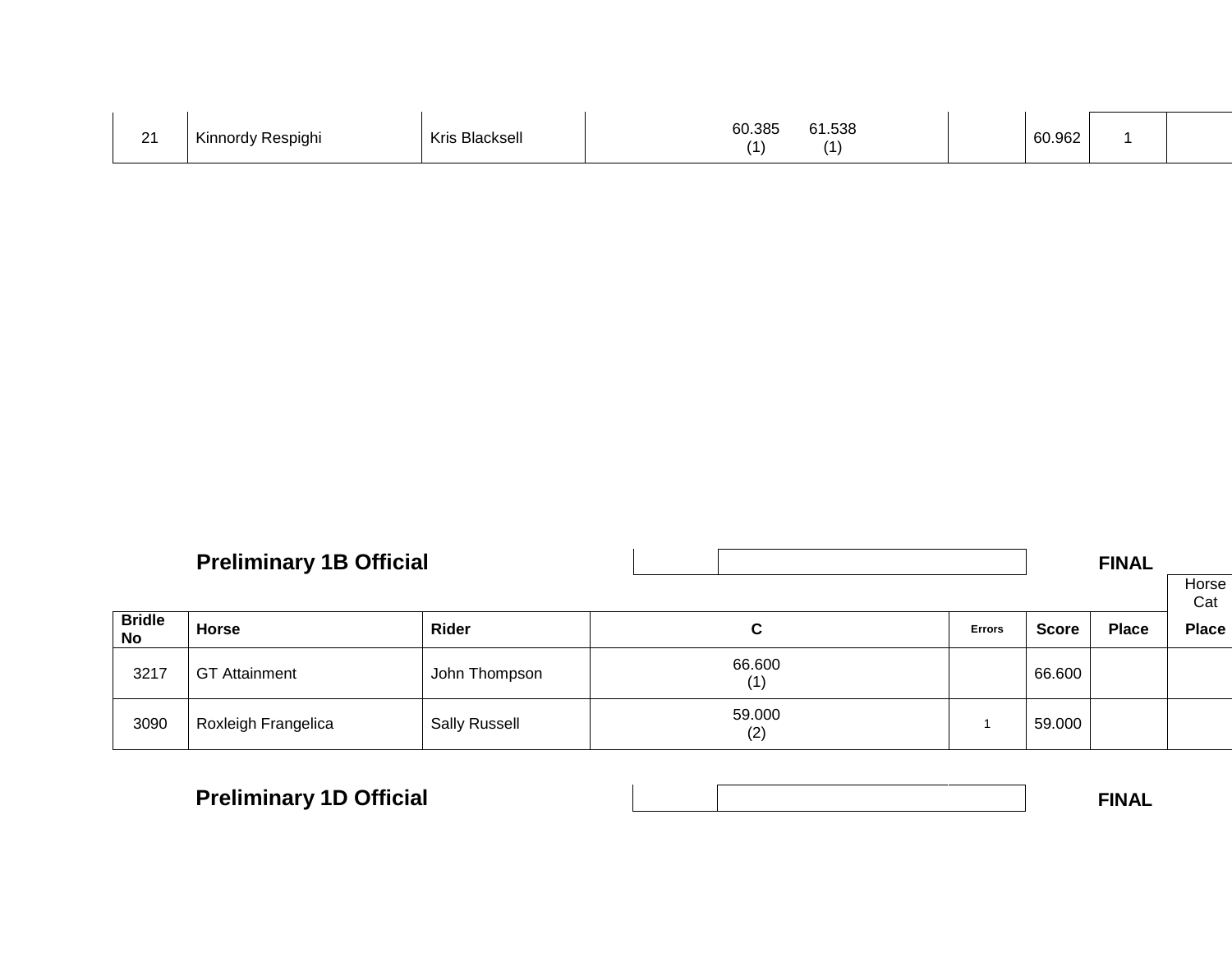| 21 | Kinnordy Respighi | Kris Blacksell | 60.385 (1) 61.538 (1) | | 60.962 | 1 | |
|---|---|---|---|---|---|---|---|

## Preliminary 1B Official

**FINAL**

| Bridle No | Horse | Rider | C | Errors | Score | Place | Horse Cat Place |
|---|---|---|---|---|---|---|---|
| 3217 | GT Attainment | John Thompson | 66.600 (1) | | 66.600 | | |
| 3090 | Roxleigh Frangelica | Sally Russell | 59.000 (2) | 1 | 59.000 | | |

## Preliminary 1D Official

**FINAL**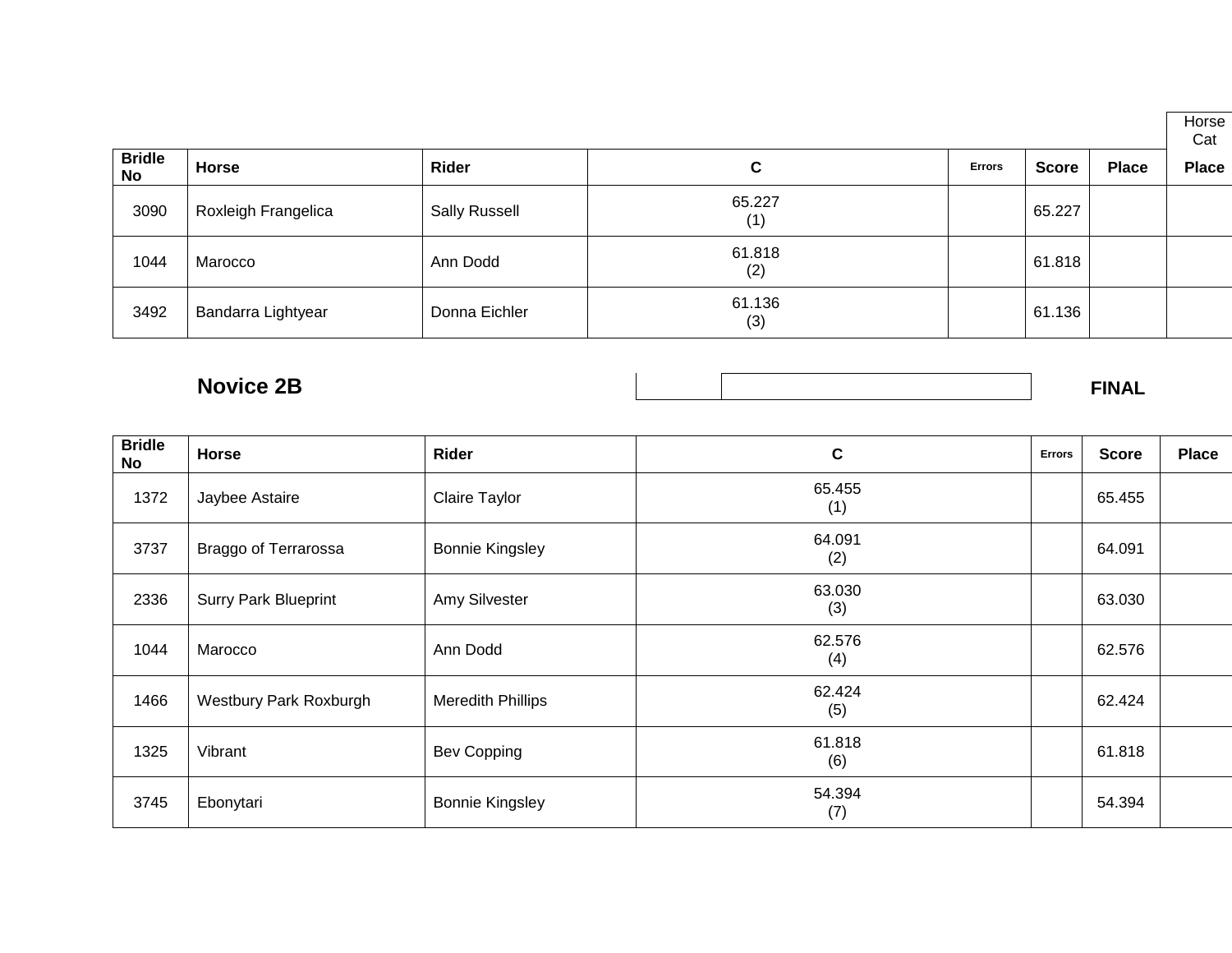| Bridle No | Horse | Rider | C | Errors | Score | Place | Horse Cat Place |
| --- | --- | --- | --- | --- | --- | --- | --- |
| 3090 | Roxleigh Frangelica | Sally Russell | 65.227 (1) | | 65.227 | | |
| 1044 | Marocco | Ann Dodd | 61.818 (2) | | 61.818 | | |
| 3492 | Bandarra Lightyear | Donna Eichler | 61.136 (3) | | 61.136 | | |

## Novice 2B

**FINAL**

| Bridle No | Horse | Rider | C | Errors | Score | Place |
| --- | --- | --- | --- | --- | --- | --- |
| 1372 | Jaybee Astaire | Claire Taylor | 65.455 (1) | | 65.455 | |
| 3737 | Braggo of Terrarossa | Bonnie Kingsley | 64.091 (2) | | 64.091 | |
| 2336 | Surry Park Blueprint | Amy Silvester | 63.030 (3) | | 63.030 | |
| 1044 | Marocco | Ann Dodd | 62.576 (4) | | 62.576 | |
| 1466 | Westbury Park Roxburgh | Meredith Phillips | 62.424 (5) | | 62.424 | |
| 1325 | Vibrant | Bev Copping | 61.818 (6) | | 61.818 | |
| 3745 | Ebonytari | Bonnie Kingsley | 54.394 (7) | | 54.394 | |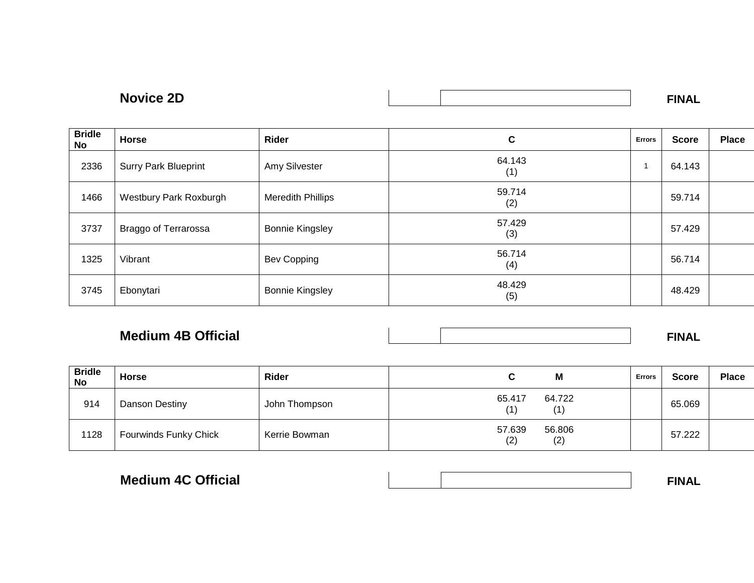## Novice 2D

**FINAL**

| Bridle No | Horse | Rider | C | Errors | Score | Place |
|---|---|---|---|---|---|---|
| 2336 | Surry Park Blueprint | Amy Silvester | 64.143 (1) | 1 | 64.143 | |
| 1466 | Westbury Park Roxburgh | Meredith Phillips | 59.714 (2) | | 59.714 | |
| 3737 | Braggo of Terrarossa | Bonnie Kingsley | 57.429 (3) | | 57.429 | |
| 1325 | Vibrant | Bev Copping | 56.714 (4) | | 56.714 | |
| 3745 | Ebonytari | Bonnie Kingsley | 48.429 (5) | | 48.429 | |

## Medium 4B Official

**FINAL**

| Bridle No | Horse | Rider | C | M | Errors | Score | Place |
|---|---|---|---|---|---|---|---|
| 914 | Danson Destiny | John Thompson | 65.417 (1) | 64.722 (1) | | 65.069 | |
| 1128 | Fourwinds Funky Chick | Kerrie Bowman | 57.639 (2) | 56.806 (2) | | 57.222 | |

## Medium 4C Official

**FINAL**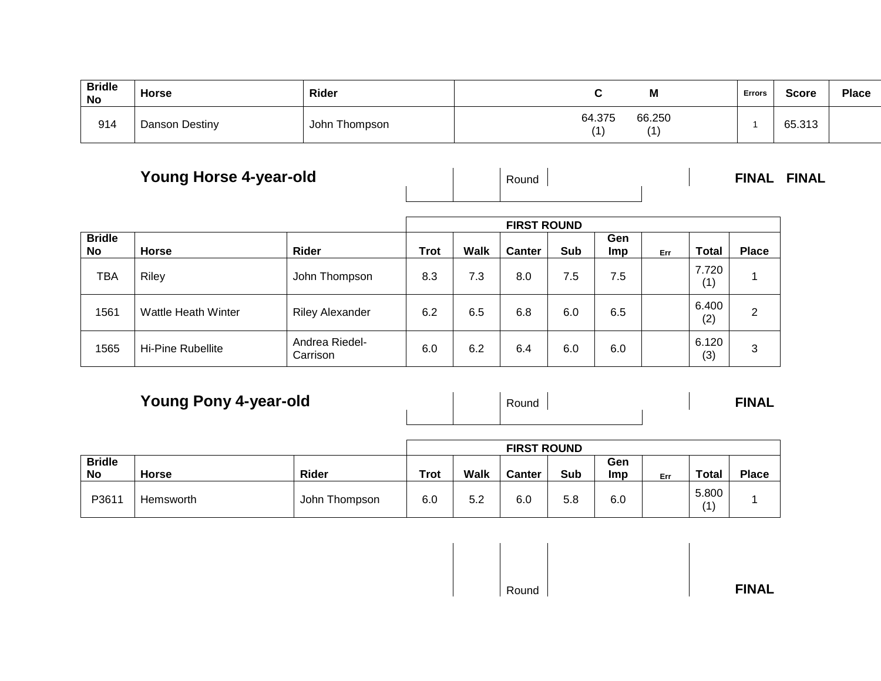| Bridle No | Horse | Rider | C | M | Errors | Score | Place |
|---|---|---|---|---|---|---|---|
| 914 | Danson Destiny | John Thompson | 64.375 (1) | 66.250 (1) | 1 | 65.313 | |

## Young Horse 4-year-old

Round

FINAL FINAL

| | | | FIRST ROUND | | | | | | | |
|---|---|---|---|---|---|---|---|---|---|---|
| Bridle No | Horse | Rider | Trot | Walk | Canter | Sub | Gen Imp | Err | Total | Place |
| TBA | Riley | John Thompson | 8.3 | 7.3 | 8.0 | 7.5 | 7.5 | | 7.720 (1) | 1 |
| 1561 | Wattle Heath Winter | Riley Alexander | 6.2 | 6.5 | 6.8 | 6.0 | 6.5 | | 6.400 (2) | 2 |
| 1565 | Hi-Pine Rubellite | Andrea Riedel-Carrison | 6.0 | 6.2 | 6.4 | 6.0 | 6.0 | | 6.120 (3) | 3 |

## Young Pony 4-year-old

Round

FINAL

| | | | FIRST ROUND | | | | | | | |
|---|---|---|---|---|---|---|---|---|---|---|
| Bridle No | Horse | Rider | Trot | Walk | Canter | Sub | Gen Imp | Err | Total | Place |
| P3611 | Hemsworth | John Thompson | 6.0 | 5.2 | 6.0 | 5.8 | 6.0 | | 5.800 (1) | 1 |

Round

FINAL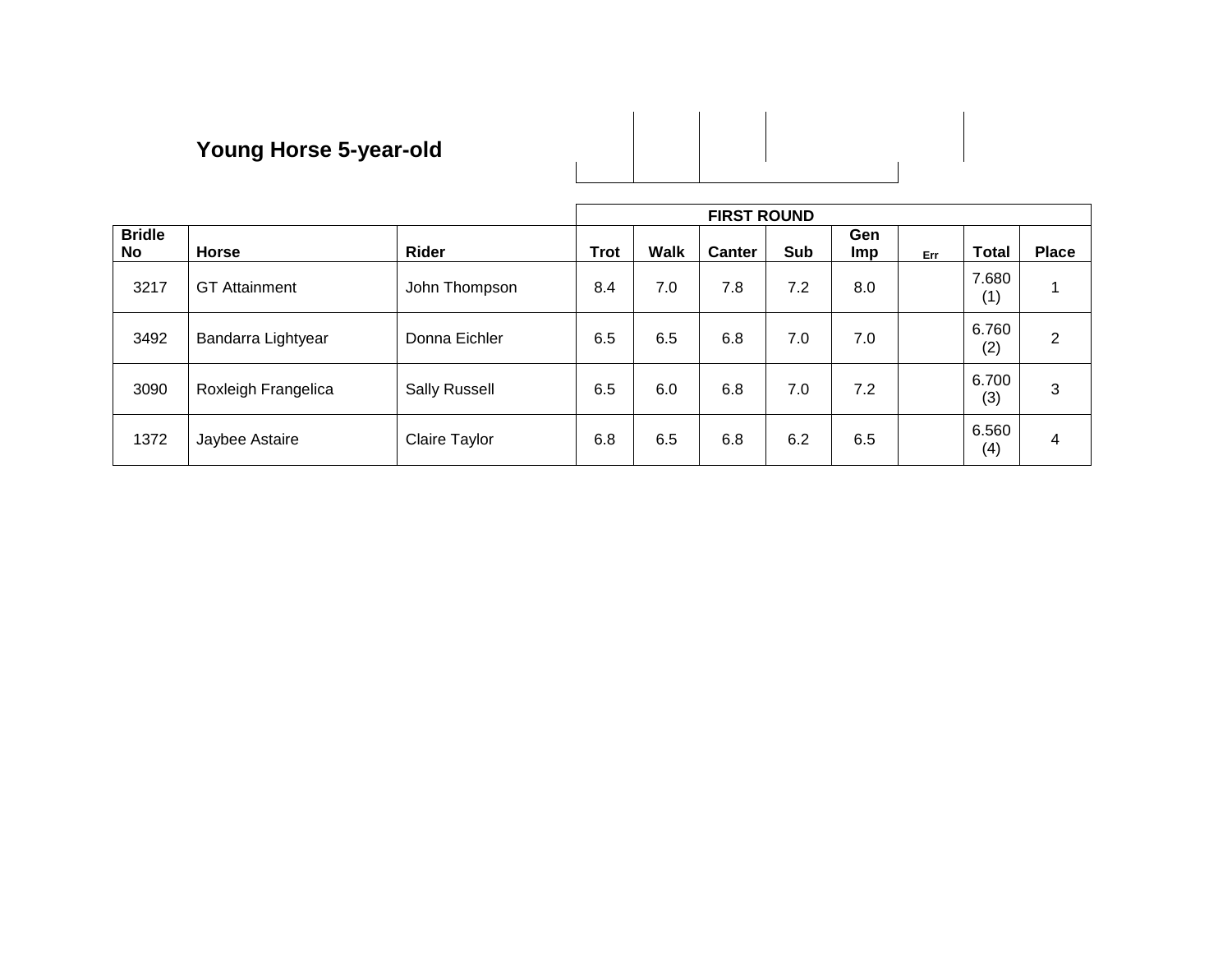## Young Horse 5-year-old

| | | | FIRST ROUND | | | | | | | |
|---|---|---|---|---|---|---|---|---|---|---|
| Bridle No | Horse | Rider | Trot | Walk | Canter | Sub | Gen Imp | Err | Total | Place |
| 3217 | GT Attainment | John Thompson | 8.4 | 7.0 | 7.8 | 7.2 | 8.0 | | 7.680 (1) | 1 |
| 3492 | Bandarra Lightyear | Donna Eichler | 6.5 | 6.5 | 6.8 | 7.0 | 7.0 | | 6.760 (2) | 2 |
| 3090 | Roxleigh Frangelica | Sally Russell | 6.5 | 6.0 | 6.8 | 7.0 | 7.2 | | 6.700 (3) | 3 |
| 1372 | Jaybee Astaire | Claire Taylor | 6.8 | 6.5 | 6.8 | 6.2 | 6.5 | | 6.560 (4) | 4 |